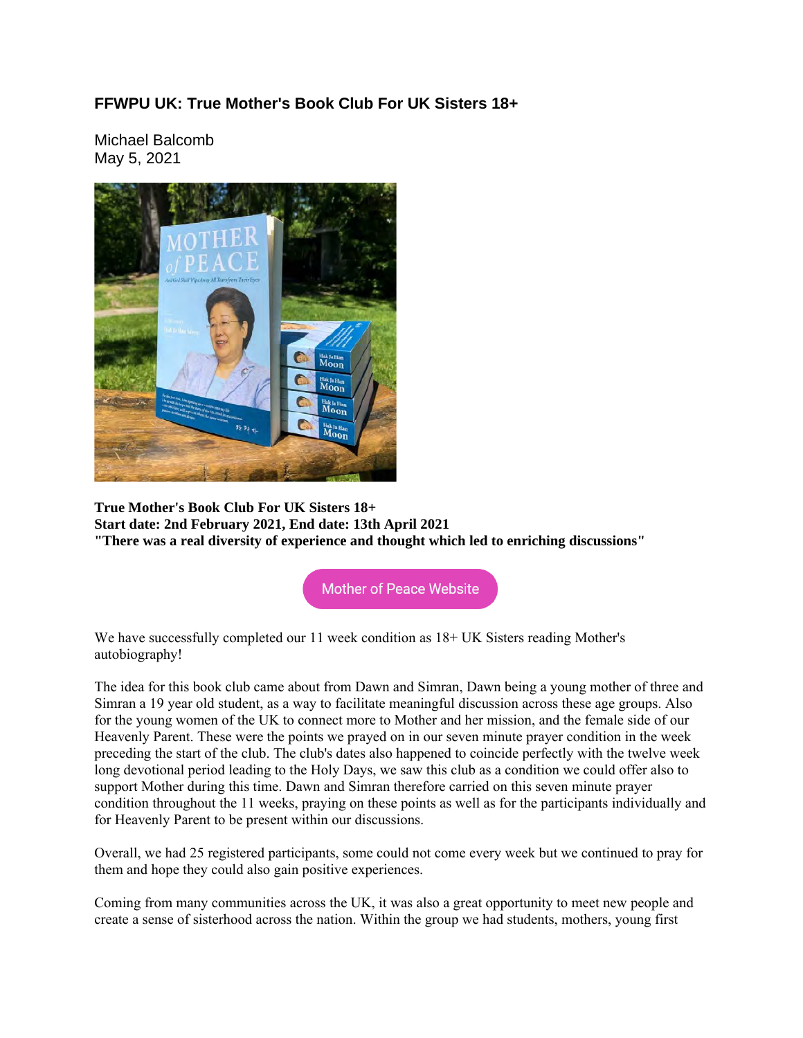# FFWPU UK: True Mother's Book Club For UK Sisters 18+

Michael Balcomb
May 5, 2021

**True Mother's Book Club For UK Sisters 18+**
**Start date: 2nd February 2021, End date: 13th April 2021**
**"There was a real diversity of experience and thought which led to enriching discussions"**

Mother of Peace Website

We have successfully completed our 11 week condition as 18+ UK Sisters reading Mother's autobiography!

The idea for this book club came about from Dawn and Simran, Dawn being a young mother of three and Simran a 19 year old student, as a way to facilitate meaningful discussion across these age groups. Also for the young women of the UK to connect more to Mother and her mission, and the female side of our Heavenly Parent. These were the points we prayed on in our seven minute prayer condition in the week preceding the start of the club. The club's dates also happened to coincide perfectly with the twelve week long devotional period leading to the Holy Days, we saw this club as a condition we could offer also to support Mother during this time. Dawn and Simran therefore carried on this seven minute prayer condition throughout the 11 weeks, praying on these points as well as for the participants individually and for Heavenly Parent to be present within our discussions.

Overall, we had 25 registered participants, some could not come every week but we continued to pray for them and hope they could also gain positive experiences.

Coming from many communities across the UK, it was also a great opportunity to meet new people and create a sense of sisterhood across the nation. Within the group we had students, mothers, young first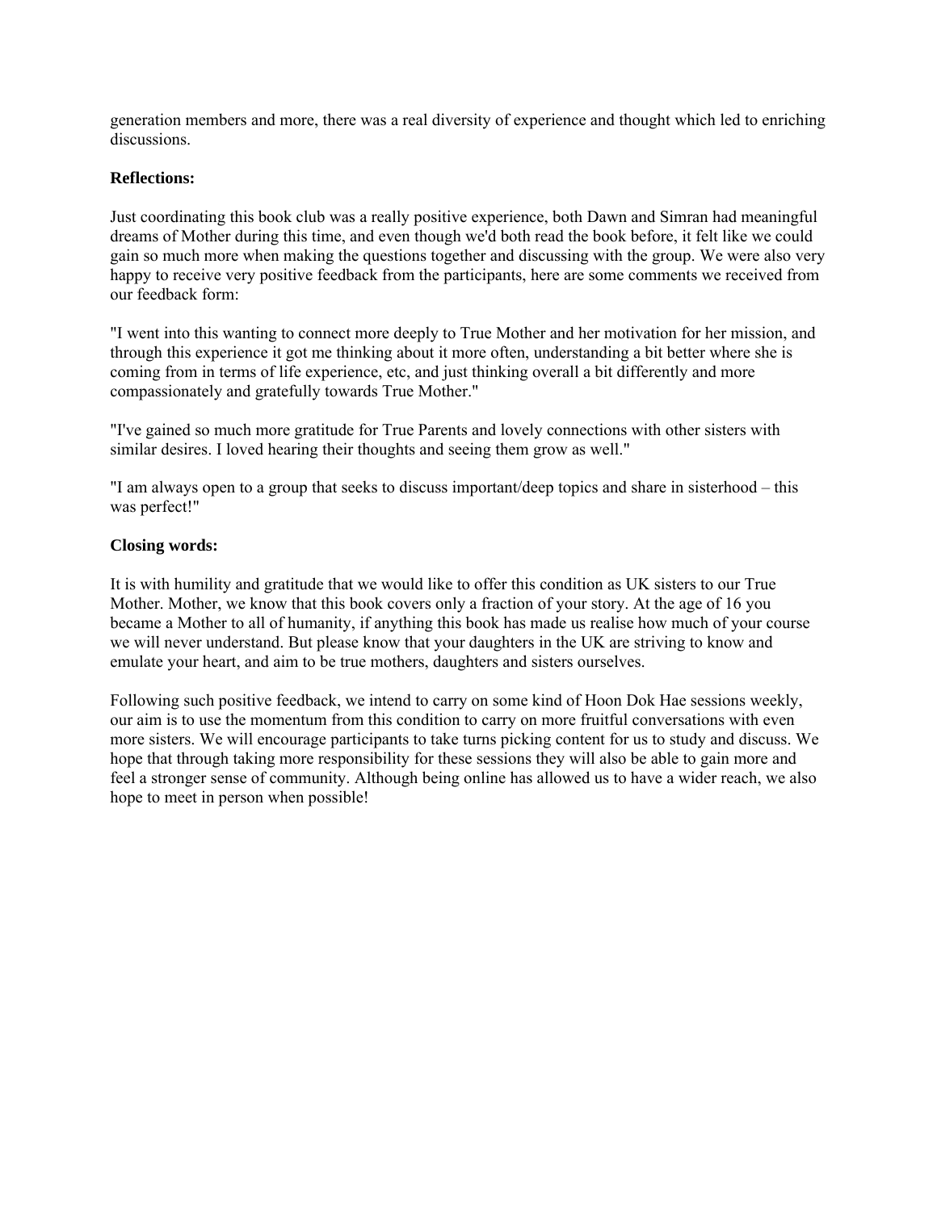generation members and more, there was a real diversity of experience and thought which led to enriching discussions.

**Reflections:**

Just coordinating this book club was a really positive experience, both Dawn and Simran had meaningful dreams of Mother during this time, and even though we'd both read the book before, it felt like we could gain so much more when making the questions together and discussing with the group. We were also very happy to receive very positive feedback from the participants, here are some comments we received from our feedback form:

"I went into this wanting to connect more deeply to True Mother and her motivation for her mission, and through this experience it got me thinking about it more often, understanding a bit better where she is coming from in terms of life experience, etc, and just thinking overall a bit differently and more compassionately and gratefully towards True Mother."

"I've gained so much more gratitude for True Parents and lovely connections with other sisters with similar desires. I loved hearing their thoughts and seeing them grow as well."

"I am always open to a group that seeks to discuss important/deep topics and share in sisterhood – this was perfect!"

**Closing words:**

It is with humility and gratitude that we would like to offer this condition as UK sisters to our True Mother. Mother, we know that this book covers only a fraction of your story. At the age of 16 you became a Mother to all of humanity, if anything this book has made us realise how much of your course we will never understand. But please know that your daughters in the UK are striving to know and emulate your heart, and aim to be true mothers, daughters and sisters ourselves.

Following such positive feedback, we intend to carry on some kind of Hoon Dok Hae sessions weekly, our aim is to use the momentum from this condition to carry on more fruitful conversations with even more sisters. We will encourage participants to take turns picking content for us to study and discuss. We hope that through taking more responsibility for these sessions they will also be able to gain more and feel a stronger sense of community. Although being online has allowed us to have a wider reach, we also hope to meet in person when possible!